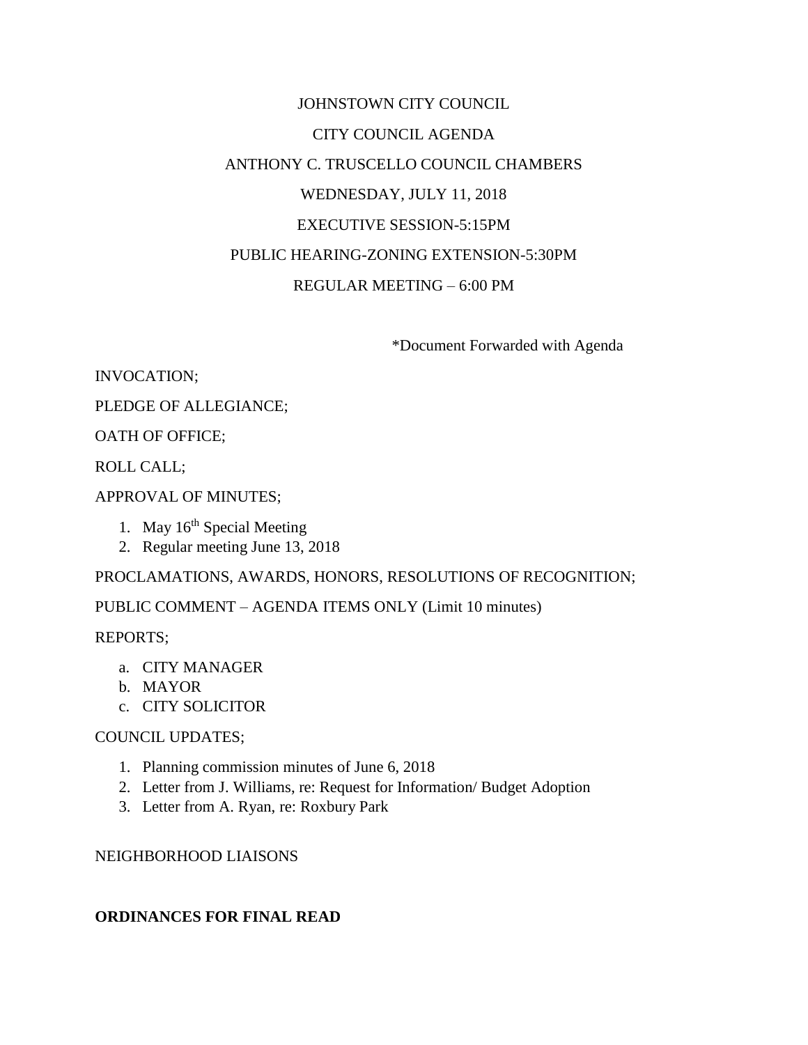# JOHNSTOWN CITY COUNCIL

## CITY COUNCIL AGENDA

## ANTHONY C. TRUSCELLO COUNCIL CHAMBERS

## WEDNESDAY, JULY 11, 2018

## EXECUTIVE SESSION-5:15PM

## PUBLIC HEARING-ZONING EXTENSION-5:30PM

## REGULAR MEETING – 6:00 PM

*Document Forwarded with Agenda

INVOCATION;

PLEDGE OF ALLEGIANCE;

OATH OF OFFICE;

ROLL CALL;

APPROVAL OF MINUTES;

1. May 16th Special Meeting
2. Regular meeting June 13, 2018

PROCLAMATIONS, AWARDS, HONORS, RESOLUTIONS OF RECOGNITION;

PUBLIC COMMENT – AGENDA ITEMS ONLY (Limit 10 minutes)

REPORTS;

a. CITY MANAGER
b. MAYOR
c. CITY SOLICITOR

COUNCIL UPDATES;

1. Planning commission minutes of June 6, 2018
2. Letter from J. Williams, re: Request for Information/ Budget Adoption
3. Letter from A. Ryan, re: Roxbury Park

NEIGHBORHOOD LIAISONS

**ORDINANCES FOR FINAL READ**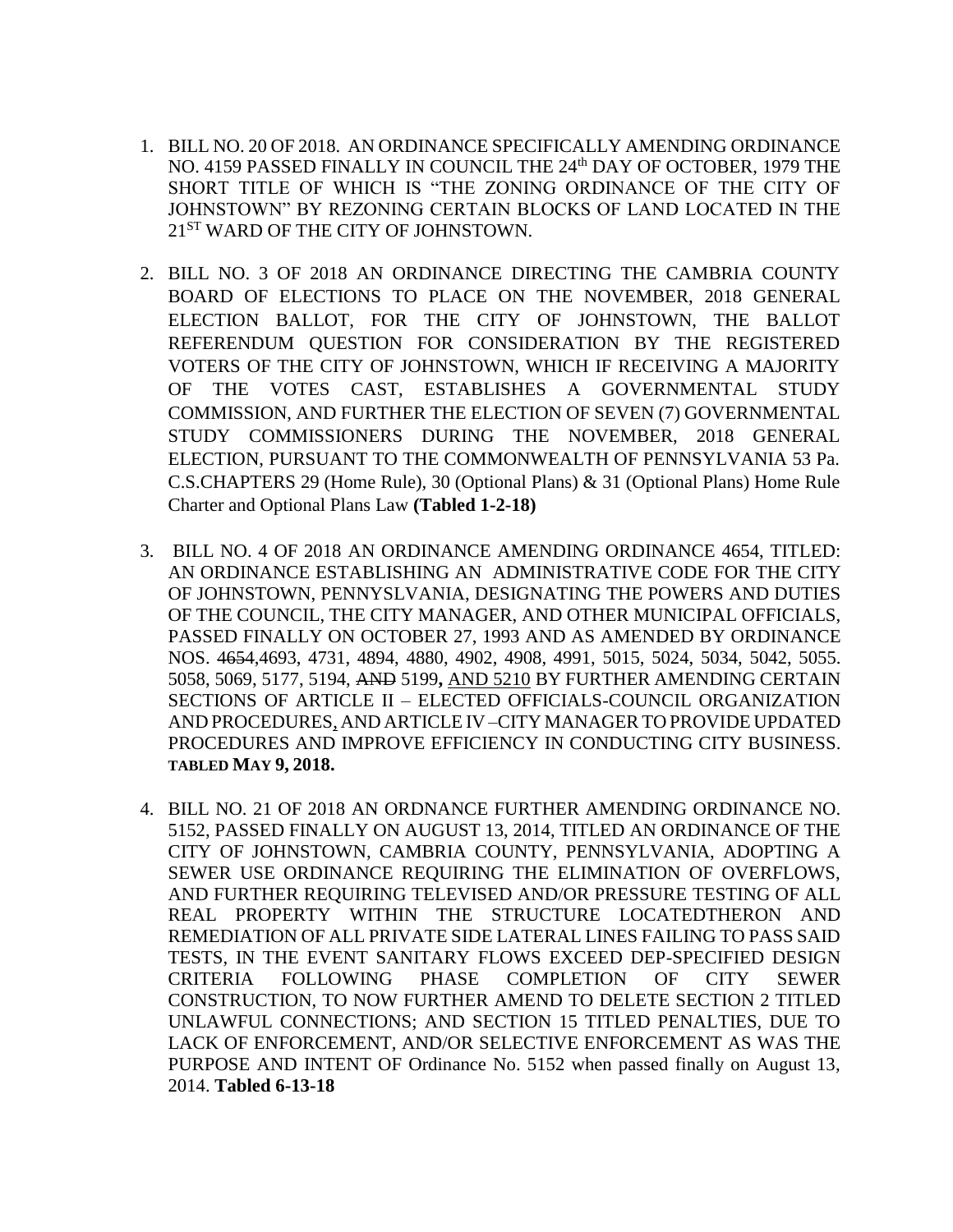1. BILL NO. 20 OF 2018. AN ORDINANCE SPECIFICALLY AMENDING ORDINANCE NO. 4159 PASSED FINALLY IN COUNCIL THE 24th DAY OF OCTOBER, 1979 THE SHORT TITLE OF WHICH IS "THE ZONING ORDINANCE OF THE CITY OF JOHNSTOWN" BY REZONING CERTAIN BLOCKS OF LAND LOCATED IN THE 21ST WARD OF THE CITY OF JOHNSTOWN.

2. BILL NO. 3 OF 2018 AN ORDINANCE DIRECTING THE CAMBRIA COUNTY BOARD OF ELECTIONS TO PLACE ON THE NOVEMBER, 2018 GENERAL ELECTION BALLOT, FOR THE CITY OF JOHNSTOWN, THE BALLOT REFERENDUM QUESTION FOR CONSIDERATION BY THE REGISTERED VOTERS OF THE CITY OF JOHNSTOWN, WHICH IF RECEIVING A MAJORITY OF THE VOTES CAST, ESTABLISHES A GOVERNMENTAL STUDY COMMISSION, AND FURTHER THE ELECTION OF SEVEN (7) GOVERNMENTAL STUDY COMMISSIONERS DURING THE NOVEMBER, 2018 GENERAL ELECTION, PURSUANT TO THE COMMONWEALTH OF PENNSYLVANIA 53 Pa. C.S.CHAPTERS 29 (Home Rule), 30 (Optional Plans) & 31 (Optional Plans) Home Rule Charter and Optional Plans Law **(Tabled 1-2-18)**

3. BILL NO. 4 OF 2018 AN ORDINANCE AMENDING ORDINANCE 4654, TITLED: AN ORDINANCE ESTABLISHING AN ADMINISTRATIVE CODE FOR THE CITY OF JOHNSTOWN, PENNYSLVANIA, DESIGNATING THE POWERS AND DUTIES OF THE COUNCIL, THE CITY MANAGER, AND OTHER MUNICIPAL OFFICIALS, PASSED FINALLY ON OCTOBER 27, 1993 AND AS AMENDED BY ORDINANCE NOS. ~~4654~~,4693, 4731, 4894, 4880, 4902, 4908, 4991, 5015, 5024, 5034, 5042, 5055. 5058, 5069, 5177, 5194, ~~AND~~ 5199**,** AND 5210 BY FURTHER AMENDING CERTAIN SECTIONS OF ARTICLE II – ELECTED OFFICIALS-COUNCIL ORGANIZATION AND PROCEDURES, AND ARTICLE IV –CITY MANAGER TO PROVIDE UPDATED PROCEDURES AND IMPROVE EFFICIENCY IN CONDUCTING CITY BUSINESS. **TABLED MAY 9, 2018.**

4. BILL NO. 21 OF 2018 AN ORDNANCE FURTHER AMENDING ORDINANCE NO. 5152, PASSED FINALLY ON AUGUST 13, 2014, TITLED AN ORDINANCE OF THE CITY OF JOHNSTOWN, CAMBRIA COUNTY, PENNSYLVANIA, ADOPTING A SEWER USE ORDINANCE REQUIRING THE ELIMINATION OF OVERFLOWS, AND FURTHER REQUIRING TELEVISED AND/OR PRESSURE TESTING OF ALL REAL PROPERTY WITHIN THE STRUCTURE LOCATEDTHERON AND REMEDIATION OF ALL PRIVATE SIDE LATERAL LINES FAILING TO PASS SAID TESTS, IN THE EVENT SANITARY FLOWS EXCEED DEP-SPECIFIED DESIGN CRITERIA FOLLOWING PHASE COMPLETION OF CITY SEWER CONSTRUCTION, TO NOW FURTHER AMEND TO DELETE SECTION 2 TITLED UNLAWFUL CONNECTIONS; AND SECTION 15 TITLED PENALTIES, DUE TO LACK OF ENFORCEMENT, AND/OR SELECTIVE ENFORCEMENT AS WAS THE PURPOSE AND INTENT OF Ordinance No. 5152 when passed finally on August 13, 2014. **Tabled 6-13-18**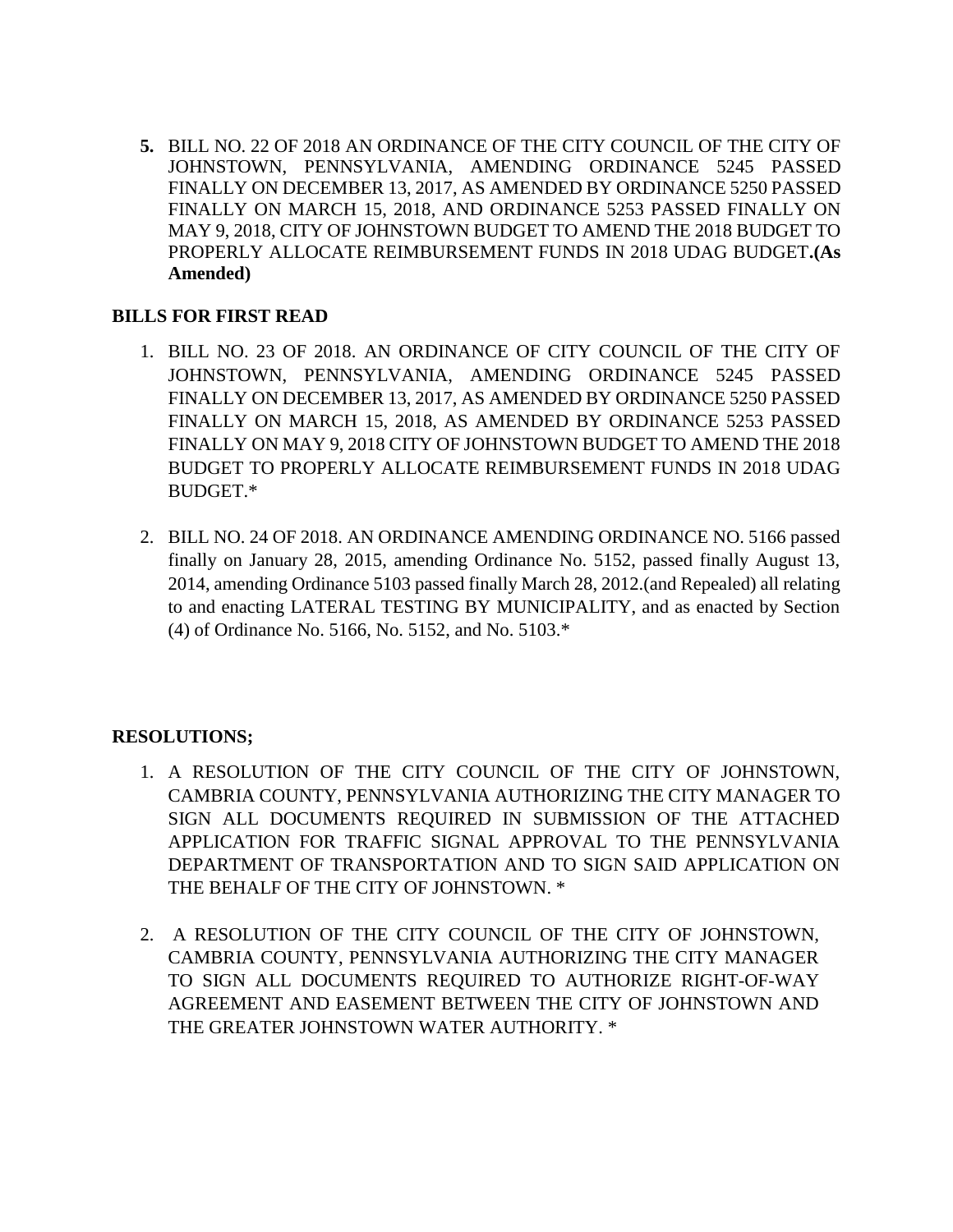5. BILL NO. 22 OF 2018 AN ORDINANCE OF THE CITY COUNCIL OF THE CITY OF JOHNSTOWN, PENNSYLVANIA, AMENDING ORDINANCE 5245 PASSED FINALLY ON DECEMBER 13, 2017, AS AMENDED BY ORDINANCE 5250 PASSED FINALLY ON MARCH 15, 2018, AND ORDINANCE 5253 PASSED FINALLY ON MAY 9, 2018, CITY OF JOHNSTOWN BUDGET TO AMEND THE 2018 BUDGET TO PROPERLY ALLOCATE REIMBURSEMENT FUNDS IN 2018 UDAG BUDGET**.(As Amended)**

**BILLS FOR FIRST READ**

1. BILL NO. 23 OF 2018. AN ORDINANCE OF CITY COUNCIL OF THE CITY OF JOHNSTOWN, PENNSYLVANIA, AMENDING ORDINANCE 5245 PASSED FINALLY ON DECEMBER 13, 2017, AS AMENDED BY ORDINANCE 5250 PASSED FINALLY ON MARCH 15, 2018, AS AMENDED BY ORDINANCE 5253 PASSED FINALLY ON MAY 9, 2018 CITY OF JOHNSTOWN BUDGET TO AMEND THE 2018 BUDGET TO PROPERLY ALLOCATE REIMBURSEMENT FUNDS IN 2018 UDAG BUDGET.*

2. BILL NO. 24 OF 2018. AN ORDINANCE AMENDING ORDINANCE NO. 5166 passed finally on January 28, 2015, amending Ordinance No. 5152, passed finally August 13, 2014, amending Ordinance 5103 passed finally March 28, 2012.(and Repealed) all relating to and enacting LATERAL TESTING BY MUNICIPALITY, and as enacted by Section (4) of Ordinance No. 5166, No. 5152, and No. 5103.*

**RESOLUTIONS;**

1. A RESOLUTION OF THE CITY COUNCIL OF THE CITY OF JOHNSTOWN, CAMBRIA COUNTY, PENNSYLVANIA AUTHORIZING THE CITY MANAGER TO SIGN ALL DOCUMENTS REQUIRED IN SUBMISSION OF THE ATTACHED APPLICATION FOR TRAFFIC SIGNAL APPROVAL TO THE PENNSYLVANIA DEPARTMENT OF TRANSPORTATION AND TO SIGN SAID APPLICATION ON THE BEHALF OF THE CITY OF JOHNSTOWN. *

2. A RESOLUTION OF THE CITY COUNCIL OF THE CITY OF JOHNSTOWN, CAMBRIA COUNTY, PENNSYLVANIA AUTHORIZING THE CITY MANAGER TO SIGN ALL DOCUMENTS REQUIRED TO AUTHORIZE RIGHT-OF-WAY AGREEMENT AND EASEMENT BETWEEN THE CITY OF JOHNSTOWN AND THE GREATER JOHNSTOWN WATER AUTHORITY. *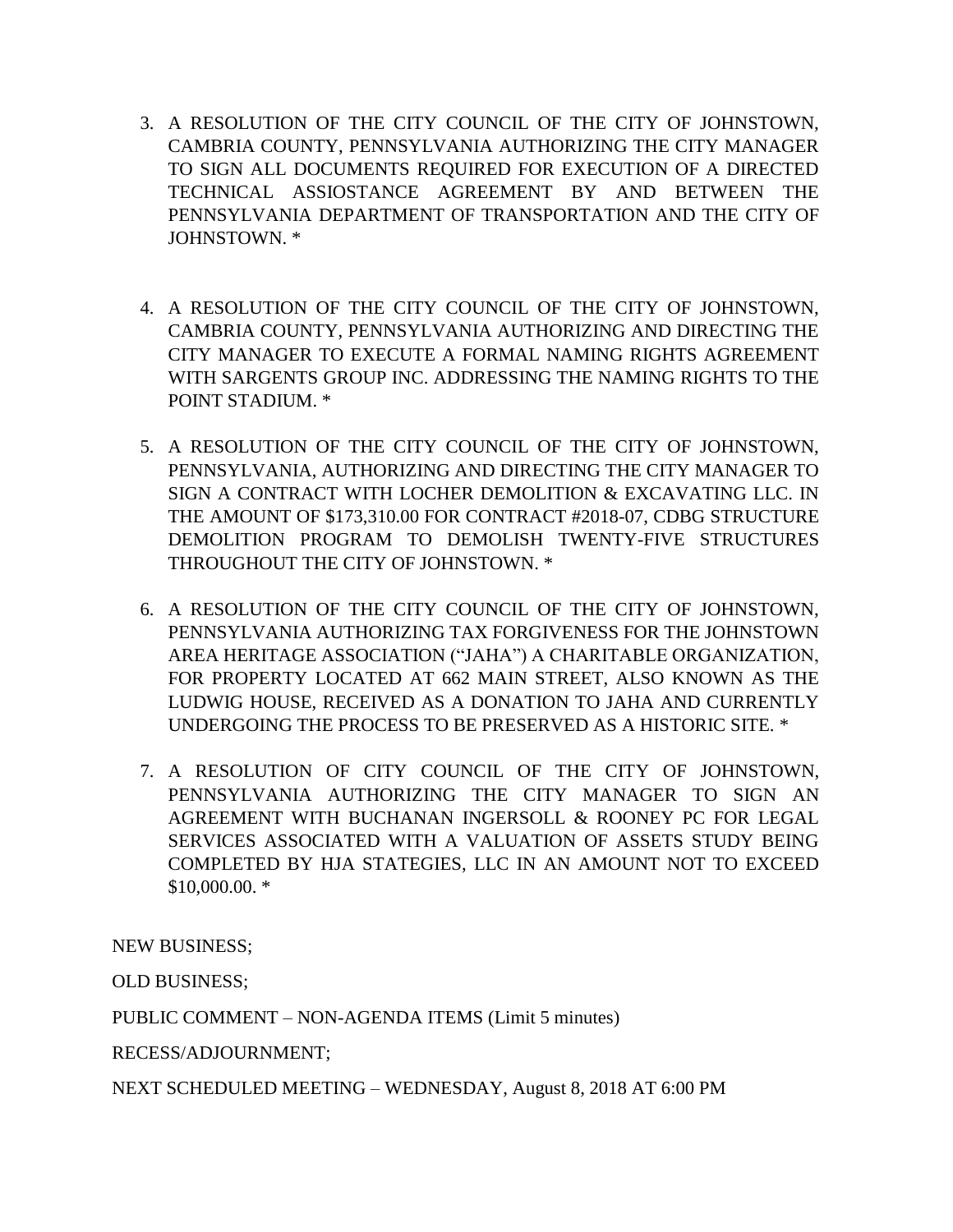3. A RESOLUTION OF THE CITY COUNCIL OF THE CITY OF JOHNSTOWN, CAMBRIA COUNTY, PENNSYLVANIA AUTHORIZING THE CITY MANAGER TO SIGN ALL DOCUMENTS REQUIRED FOR EXECUTION OF A DIRECTED TECHNICAL ASSIOSTANCE AGREEMENT BY AND BETWEEN THE PENNSYLVANIA DEPARTMENT OF TRANSPORTATION AND THE CITY OF JOHNSTOWN. *

4. A RESOLUTION OF THE CITY COUNCIL OF THE CITY OF JOHNSTOWN, CAMBRIA COUNTY, PENNSYLVANIA AUTHORIZING AND DIRECTING THE CITY MANAGER TO EXECUTE A FORMAL NAMING RIGHTS AGREEMENT WITH SARGENTS GROUP INC. ADDRESSING THE NAMING RIGHTS TO THE POINT STADIUM. *

5. A RESOLUTION OF THE CITY COUNCIL OF THE CITY OF JOHNSTOWN, PENNSYLVANIA, AUTHORIZING AND DIRECTING THE CITY MANAGER TO SIGN A CONTRACT WITH LOCHER DEMOLITION & EXCAVATING LLC. IN THE AMOUNT OF $173,310.00 FOR CONTRACT #2018-07, CDBG STRUCTURE DEMOLITION PROGRAM TO DEMOLISH TWENTY-FIVE STRUCTURES THROUGHOUT THE CITY OF JOHNSTOWN. *

6. A RESOLUTION OF THE CITY COUNCIL OF THE CITY OF JOHNSTOWN, PENNSYLVANIA AUTHORIZING TAX FORGIVENESS FOR THE JOHNSTOWN AREA HERITAGE ASSOCIATION ("JAHA") A CHARITABLE ORGANIZATION, FOR PROPERTY LOCATED AT 662 MAIN STREET, ALSO KNOWN AS THE LUDWIG HOUSE, RECEIVED AS A DONATION TO JAHA AND CURRENTLY UNDERGOING THE PROCESS TO BE PRESERVED AS A HISTORIC SITE. *

7. A RESOLUTION OF CITY COUNCIL OF THE CITY OF JOHNSTOWN, PENNSYLVANIA AUTHORIZING THE CITY MANAGER TO SIGN AN AGREEMENT WITH BUCHANAN INGERSOLL & ROONEY PC FOR LEGAL SERVICES ASSOCIATED WITH A VALUATION OF ASSETS STUDY BEING COMPLETED BY HJA STATEGIES, LLC IN AN AMOUNT NOT TO EXCEED $10,000.00. *

NEW BUSINESS;

OLD BUSINESS;

PUBLIC COMMENT – NON-AGENDA ITEMS (Limit 5 minutes)

RECESS/ADJOURNMENT;

NEXT SCHEDULED MEETING – WEDNESDAY, August 8, 2018 AT 6:00 PM